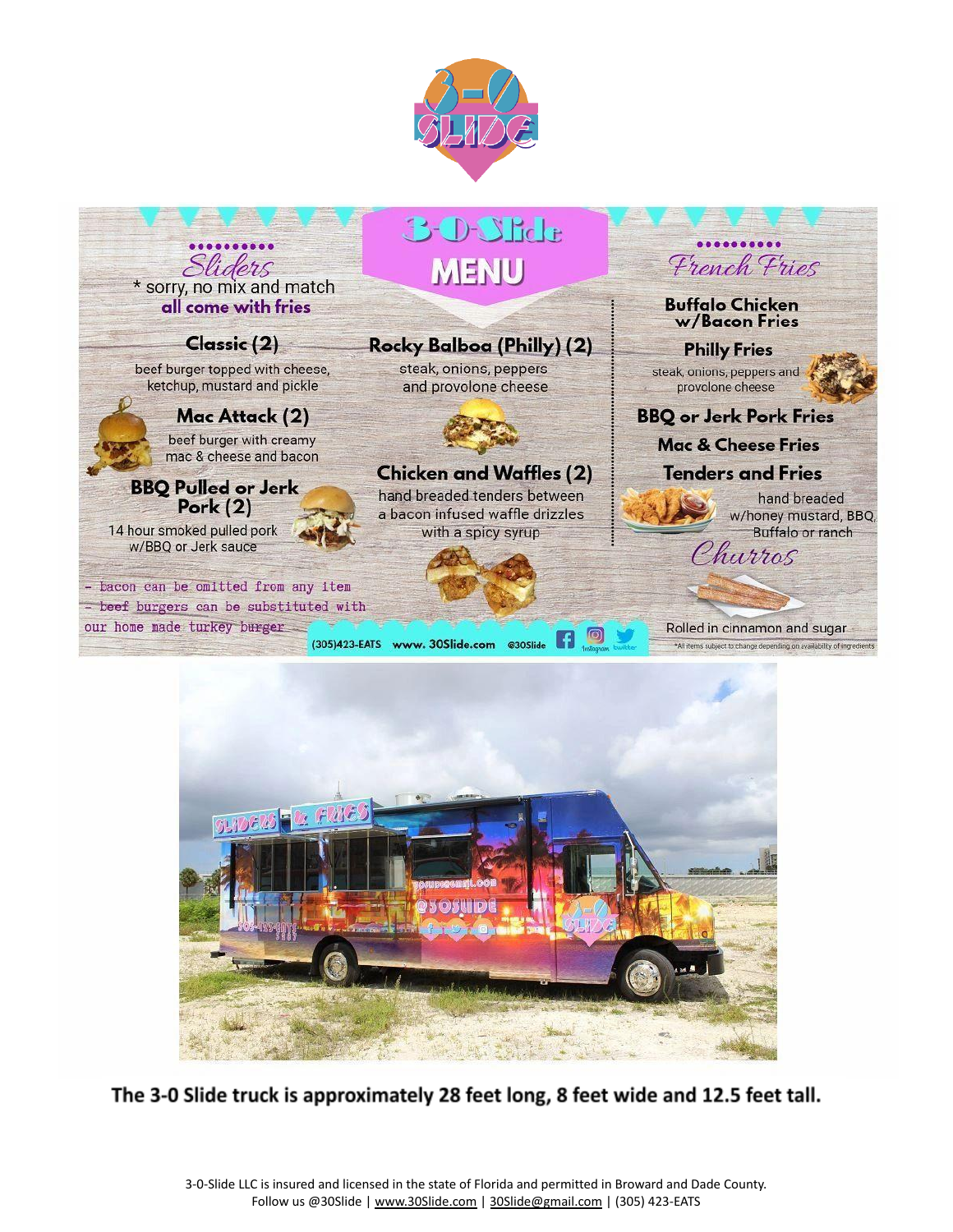# 3-0 SLIDE

## 3-0 Slide MENU

### Sliders

\* sorry, no mix and match
**all come with fries**

**Classic (2)**
beef burger topped with cheese, ketchup, mustard and pickle

**Mac Attack (2)**
beef burger with creamy mac & cheese and bacon

**BBQ Pulled or Jerk Pork (2)**
14 hour smoked pulled pork w/BBQ or Jerk sauce

**Rocky Balboa (Philly) (2)**
steak, onions, peppers and provolone cheese

**Chicken and Waffles (2)**
hand breaded tenders between a bacon infused waffle drizzles with a spicy syrup

- bacon can be omitted from any item
- beef burgers can be substituted with our home made turkey burger

### French Fries

**Buffalo Chicken w/Bacon Fries**

**Philly Fries**
steak, onions, peppers and provolone cheese

**BBQ or Jerk Pork Fries**

**Mac & Cheese Fries**

**Tenders and Fries**
hand breaded w/honey mustard, BBQ, Buffalo or ranch

### Churros

Rolled in cinnamon and sugar

*All items subject to change depending on availability of ingredients

(305)423-EATS www. 30Slide.com @30Slide

**The 3-0 Slide truck is approximately 28 feet long, 8 feet wide and 12.5 feet tall.**

3-0-Slide LLC is insured and licensed in the state of Florida and permitted in Broward and Dade County.
Follow us @30Slide | www.30Slide.com | 30Slide@gmail.com | (305) 423-EATS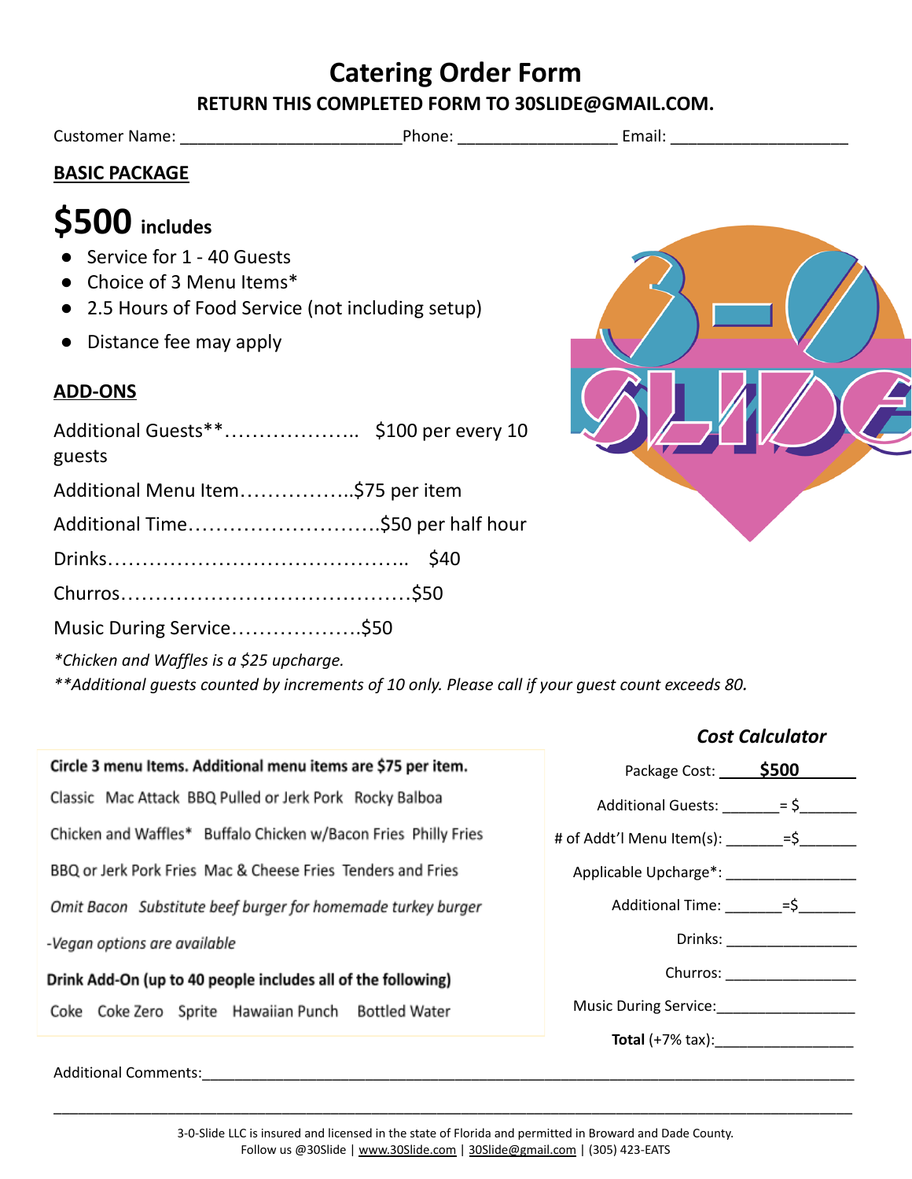# Catering Order Form

**RETURN THIS COMPLETED FORM TO 30SLIDE@GMAIL.COM.**

Customer Name: ________________________Phone: _________________ Email: ___________________

## BASIC PACKAGE

**$500 includes**

- Service for 1 - 40 Guests
- Choice of 3 Menu Items*
- 2.5 Hours of Food Service (not including setup)
- Distance fee may apply

## ADD-ONS

Additional Guests**……………….. $100 per every 10 guests

Additional Menu Item……………..$75 per item

Additional Time………………………$50 per half hour

Drinks…………………………………….. $40

Churros……………………………………$50

Music During Service……………….$50

*\*Chicken and Waffles is a $25 upcharge.*

*\*\*Additional guests counted by increments of 10 only. Please call if your guest count exceeds 80.*

**Circle 3 menu Items. Additional menu items are $75 per item.**

Classic   Mac Attack   BBQ Pulled or Jerk Pork   Rocky Balboa

Chicken and Waffles*   Buffalo Chicken w/Bacon Fries   Philly Fries

BBQ or Jerk Pork Fries   Mac & Cheese Fries   Tenders and Fries

*Omit Bacon   Substitute beef burger for homemade turkey burger*

*-Vegan options are available*

**Drink Add-On (up to 40 people includes all of the following)**

Coke   Coke Zero   Sprite   Hawaiian Punch   Bottled Water

### *Cost Calculator*

Package Cost: **$500**

Additional Guests: _______= $_______

\# of Addt'l Menu Item(s): _______=$_______

Applicable Upcharge*: ________________

Additional Time: _______=$_______

Drinks: ________________

Churros: ________________

Music During Service:________________

**Total** (+7% tax):________________

Additional Comments:_____________________________________________________________________

_______________________________________________________________________________________

3-0-Slide LLC is insured and licensed in the state of Florida and permitted in Broward and Dade County.
Follow us @30Slide | www.30Slide.com | 30Slide@gmail.com | (305) 423-EATS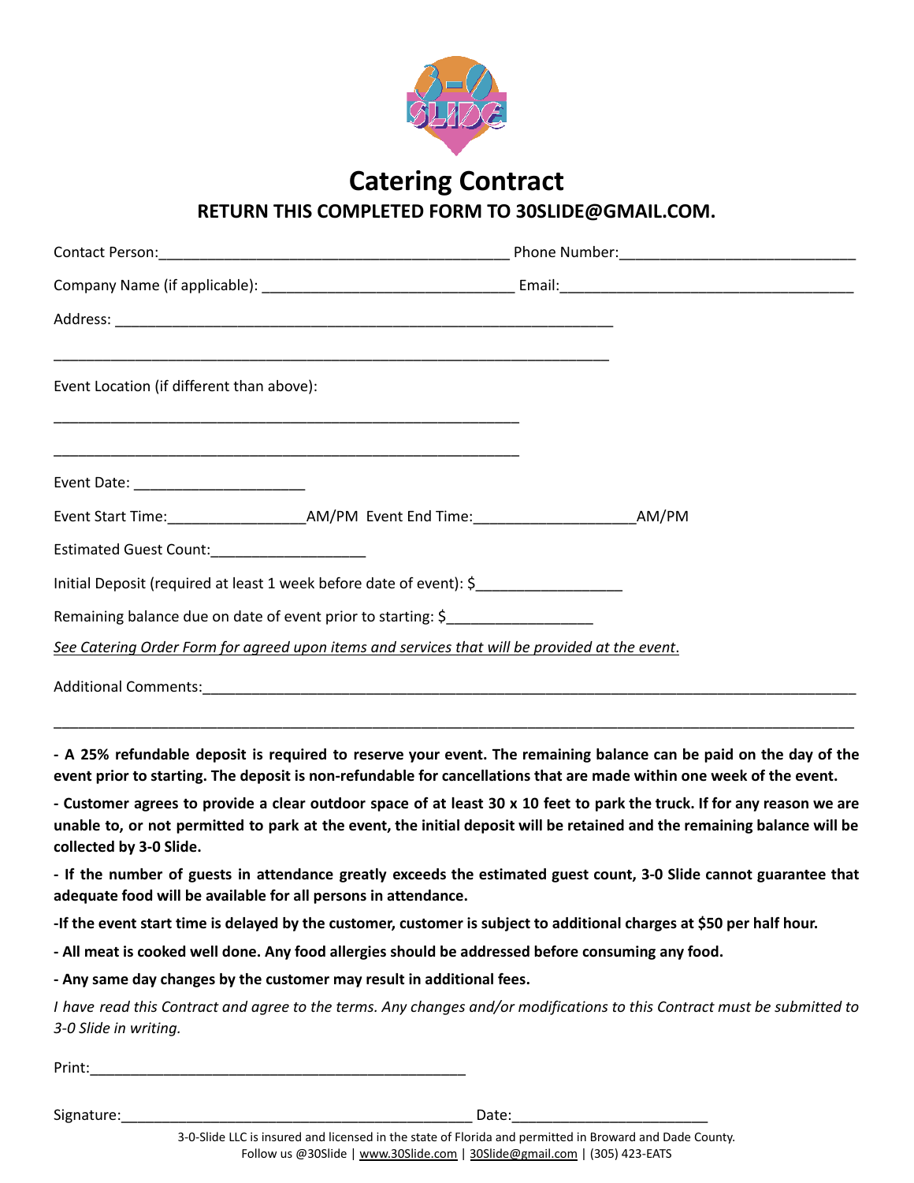# Catering Contract

**RETURN THIS COMPLETED FORM TO 30SLIDE@GMAIL.COM.**

Contact Person:__________________________________________ Phone Number:____________________________

Company Name (if applicable): ______________________________ Email:___________________________________

Address: _____________________________________________________________

_____________________________________________________________________

Event Location (if different than above):

__________________________________________________________

__________________________________________________________

Event Date: _____________________

Event Start Time:_________________AM/PM Event End Time:___________________AM/PM

Estimated Guest Count:___________________

Initial Deposit (required at least 1 week before date of event): $_________________

Remaining balance due on date of event prior to starting: $_________________

*See Catering Order Form for agreed upon items and services that will be provided at the event.*

Additional Comments:_______________________________________________________________________________

______________________________________________________________________________________________

**- A 25% refundable deposit is required to reserve your event. The remaining balance can be paid on the day of the event prior to starting. The deposit is non-refundable for cancellations that are made within one week of the event.**

**- Customer agrees to provide a clear outdoor space of at least 30 x 10 feet to park the truck. If for any reason we are unable to, or not permitted to park at the event, the initial deposit will be retained and the remaining balance will be collected by 3-0 Slide.**

**- If the number of guests in attendance greatly exceeds the estimated guest count, 3-0 Slide cannot guarantee that adequate food will be available for all persons in attendance.**

**-If the event start time is delayed by the customer, customer is subject to additional charges at $50 per half hour.**

**- All meat is cooked well done. Any food allergies should be addressed before consuming any food.**

**- Any same day changes by the customer may result in additional fees.**

*I have read this Contract and agree to the terms. Any changes and/or modifications to this Contract must be submitted to 3-0 Slide in writing.*

Print:_____________________________________________

Signature:__________________________________________ Date:_______________________

3-0-Slide LLC is insured and licensed in the state of Florida and permitted in Broward and Dade County.
Follow us @30Slide | www.30Slide.com | 30Slide@gmail.com | (305) 423-EATS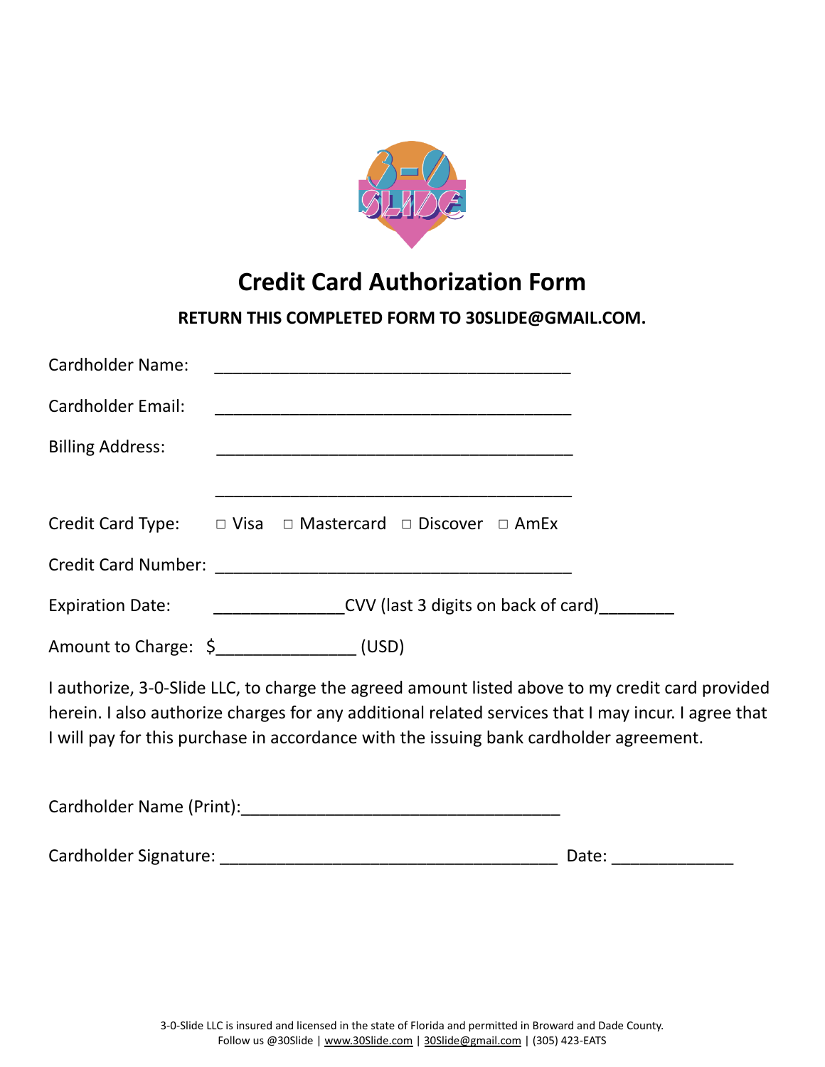# Credit Card Authorization Form

**RETURN THIS COMPLETED FORM TO 30SLIDE@GMAIL.COM.**

Cardholder Name: ______________________________________

Cardholder Email: ______________________________________

Billing Address: ______________________________________

______________________________________

Credit Card Type: □ Visa □ Mastercard □ Discover □ AmEx

Credit Card Number: ______________________________________

Expiration Date: ______________CVV (last 3 digits on back of card)________

Amount to Charge: $_______________ (USD)

I authorize, 3-0-Slide LLC, to charge the agreed amount listed above to my credit card provided herein. I also authorize charges for any additional related services that I may incur. I agree that I will pay for this purchase in accordance with the issuing bank cardholder agreement.

Cardholder Name (Print):__________________________________

Cardholder Signature: ____________________________________ Date: _____________

3-0-Slide LLC is insured and licensed in the state of Florida and permitted in Broward and Dade County.
Follow us @30Slide | www.30Slide.com | 30Slide@gmail.com | (305) 423-EATS